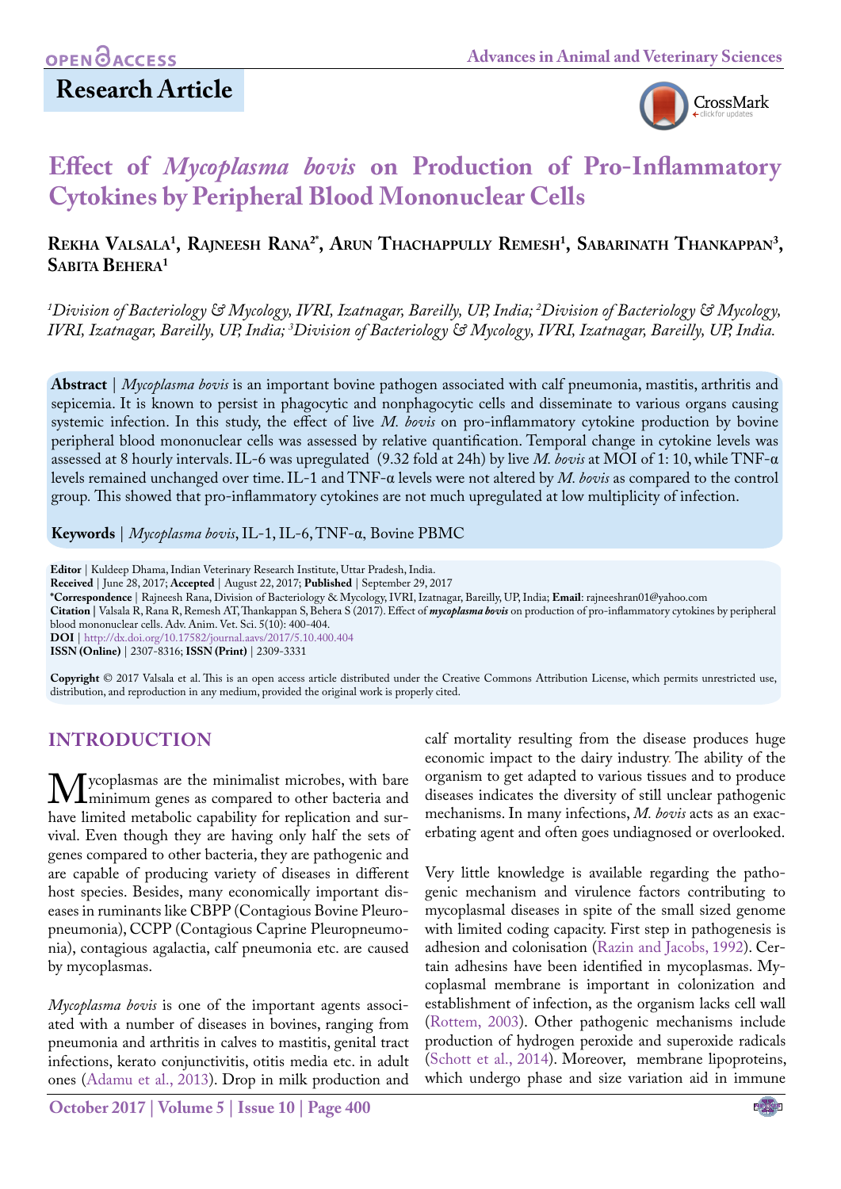Research Article

# Effect of *Mycoplasma bovis* on Production of Pro-Inflammatory Cytokines by Peripheral Blood Mononuclear Cells

**Rekha Valsala[1], Rajneesh Rana[2*], Arun Thachappully Remesh[1], Sabarinath Thankappan[3], Sabita Behera[1]**

*[1]Division of Bacteriology & Mycology, IVRI, Izatnagar, Bareilly, UP, India; [2]Division of Bacteriology & Mycology, IVRI, Izatnagar, Bareilly, UP, India; [3]Division of Bacteriology & Mycology, IVRI, Izatnagar, Bareilly, UP, India.*

**Abstract** | *Mycoplasma bovis* is an important bovine pathogen associated with calf pneumonia, mastitis, arthritis and sepicemia. It is known to persist in phagocytic and nonphagocytic cells and disseminate to various organs causing systemic infection. In this study, the effect of live *M. bovis* on pro-inflammatory cytokine production by bovine peripheral blood mononuclear cells was assessed by relative quantification. Temporal change in cytokine levels was assessed at 8 hourly intervals. IL-6 was upregulated (9.32 fold at 24h) by live *M. bovis* at MOI of 1: 10, while TNF-α levels remained unchanged over time. IL-1 and TNF-α levels were not altered by *M. bovis* as compared to the control group. This showed that pro-inflammatory cytokines are not much upregulated at low multiplicity of infection.

**Keywords** | *Mycoplasma bovis*, IL-1, IL-6, TNF-α, Bovine PBMC

**Editor** | Kuldeep Dhama, Indian Veterinary Research Institute, Uttar Pradesh, India.
**Received** | June 28, 2017; **Accepted** | August 22, 2017; **Published** | September 29, 2017
**\*Correspondence** | Rajneesh Rana, Division of Bacteriology & Mycology, IVRI, Izatnagar, Bareilly, UP, India; **Email**: rajneeshran01@yahoo.com
**Citation** | Valsala R, Rana R, Remesh AT, Thankappan S, Behera S (2017). Effect of ***mycoplasma bovis*** on production of pro-inflammatory cytokines by peripheral blood mononuclear cells. Adv. Anim. Vet. Sci. 5(10): 400-404.
**DOI** | http://dx.doi.org/10.17582/journal.aavs/2017/5.10.400.404
**ISSN (Online)** | 2307-8316; **ISSN (Print)** | 2309-3331

**Copyright** © 2017 Valsala et al. This is an open access article distributed under the Creative Commons Attribution License, which permits unrestricted use, distribution, and reproduction in any medium, provided the original work is properly cited.

## INTRODUCTION

Mycoplasmas are the minimalist microbes, with bare minimum genes as compared to other bacteria and have limited metabolic capability for replication and survival. Even though they are having only half the sets of genes compared to other bacteria, they are pathogenic and are capable of producing variety of diseases in different host species. Besides, many economically important diseases in ruminants like CBPP (Contagious Bovine Pleuropneumonia), CCPP (Contagious Caprine Pleuropneumonia), contagious agalactia, calf pneumonia etc. are caused by mycoplasmas.

*Mycoplasma bovis* is one of the important agents associated with a number of diseases in bovines, ranging from pneumonia and arthritis in calves to mastitis, genital tract infections, kerato conjunctivitis, otitis media etc. in adult ones (Adamu et al., 2013). Drop in milk production and calf mortality resulting from the disease produces huge economic impact to the dairy industry. The ability of the organism to get adapted to various tissues and to produce diseases indicates the diversity of still unclear pathogenic mechanisms. In many infections, *M. bovis* acts as an exacerbating agent and often goes undiagnosed or overlooked.

Very little knowledge is available regarding the pathogenic mechanism and virulence factors contributing to mycoplasmal diseases in spite of the small sized genome with limited coding capacity. First step in pathogenesis is adhesion and colonisation (Razin and Jacobs, 1992). Certain adhesins have been identified in mycoplasmas. Mycoplasmal membrane is important in colonization and establishment of infection, as the organism lacks cell wall (Rottem, 2003). Other pathogenic mechanisms include production of hydrogen peroxide and superoxide radicals (Schott et al., 2014). Moreover, membrane lipoproteins, which undergo phase and size variation aid in immune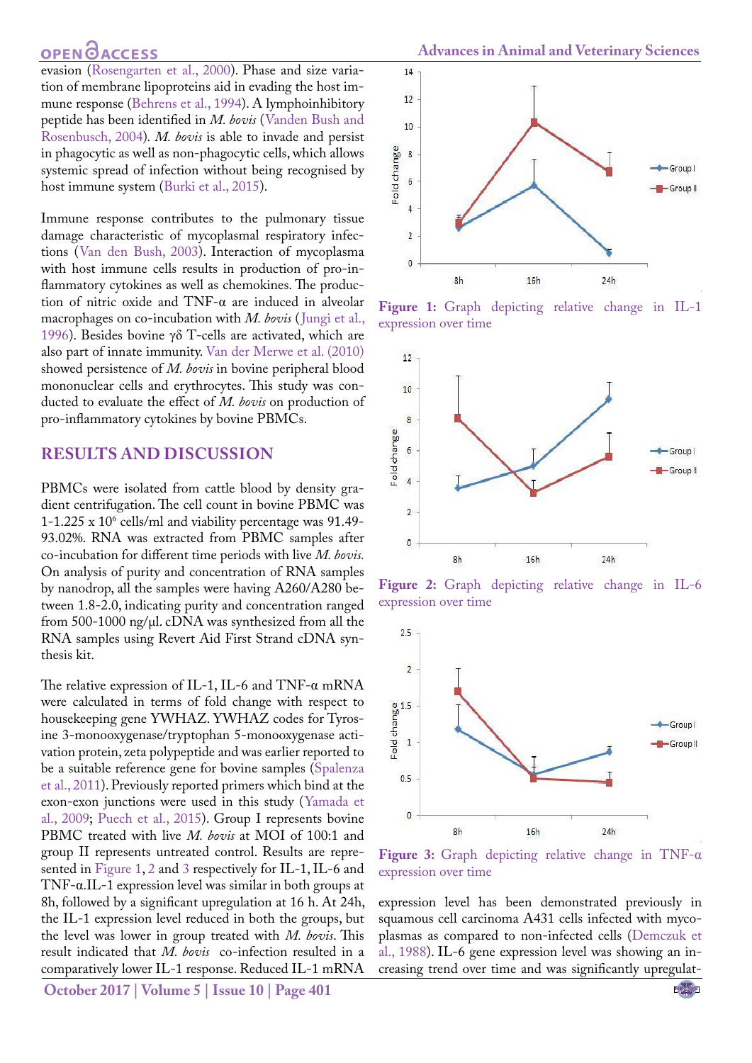evasion (Rosengarten et al., 2000). Phase and size variation of membrane lipoproteins aid in evading the host immune response (Behrens et al., 1994). A lymphoinhibitory peptide has been identified in *M. bovis* (Vanden Bush and Rosenbusch, 2004). *M. bovis* is able to invade and persist in phagocytic as well as non-phagocytic cells, which allows systemic spread of infection without being recognised by host immune system (Burki et al., 2015).

Immune response contributes to the pulmonary tissue damage characteristic of mycoplasmal respiratory infections (Van den Bush, 2003). Interaction of mycoplasma with host immune cells results in production of pro-inflammatory cytokines as well as chemokines. The production of nitric oxide and TNF-α are induced in alveolar macrophages on co-incubation with *M. bovis* (Jungi et al., 1996). Besides bovine γδ T-cells are activated, which are also part of innate immunity. Van der Merwe et al. (2010) showed persistence of *M. bovis* in bovine peripheral blood mononuclear cells and erythrocytes. This study was conducted to evaluate the effect of *M. bovis* on production of pro-inflammatory cytokines by bovine PBMCs.

## RESULTS AND DISCUSSION

PBMCs were isolated from cattle blood by density gradient centrifugation. The cell count in bovine PBMC was 1-1.225 x $10^6$ cells/ml and viability percentage was 91.49-93.02%. RNA was extracted from PBMC samples after co-incubation for different time periods with live *M. bovis.* On analysis of purity and concentration of RNA samples by nanodrop, all the samples were having A260/A280 between 1.8-2.0, indicating purity and concentration ranged from 500-1000 ng/µl. cDNA was synthesized from all the RNA samples using Revert Aid First Strand cDNA synthesis kit.

The relative expression of IL-1, IL-6 and TNF-α mRNA were calculated in terms of fold change with respect to housekeeping gene YWHAZ. YWHAZ codes for Tyrosine 3-monooxygenase/tryptophan 5-monooxygenase activation protein, zeta polypeptide and was earlier reported to be a suitable reference gene for bovine samples (Spalenza et al., 2011). Previously reported primers which bind at the exon-exon junctions were used in this study (Yamada et al., 2009; Puech et al., 2015). Group I represents bovine PBMC treated with live *M. bovis* at MOI of 100:1 and group II represents untreated control. Results are represented in Figure 1, 2 and 3 respectively for IL-1, IL-6 and TNF-α.IL-1 expression level was similar in both groups at 8h, followed by a significant upregulation at 16 h. At 24h, the IL-1 expression level reduced in both the groups, but the level was lower in group treated with *M. bovis*. This result indicated that *M. bovis* co-infection resulted in a comparatively lower IL-1 response. Reduced IL-1 mRNA expression level has been demonstrated previously in squamous cell carcinoma A431 cells infected with mycoplasmas as compared to non-infected cells (Demczuk et al., 1988). IL-6 gene expression level was showing an increasing trend over time and was significantly upregulat-

**Figure 1:** Graph depicting relative change in IL-1 expression over time

**Figure 2:** Graph depicting relative change in IL-6 expression over time

**Figure 3:** Graph depicting relative change in TNF-α expression over time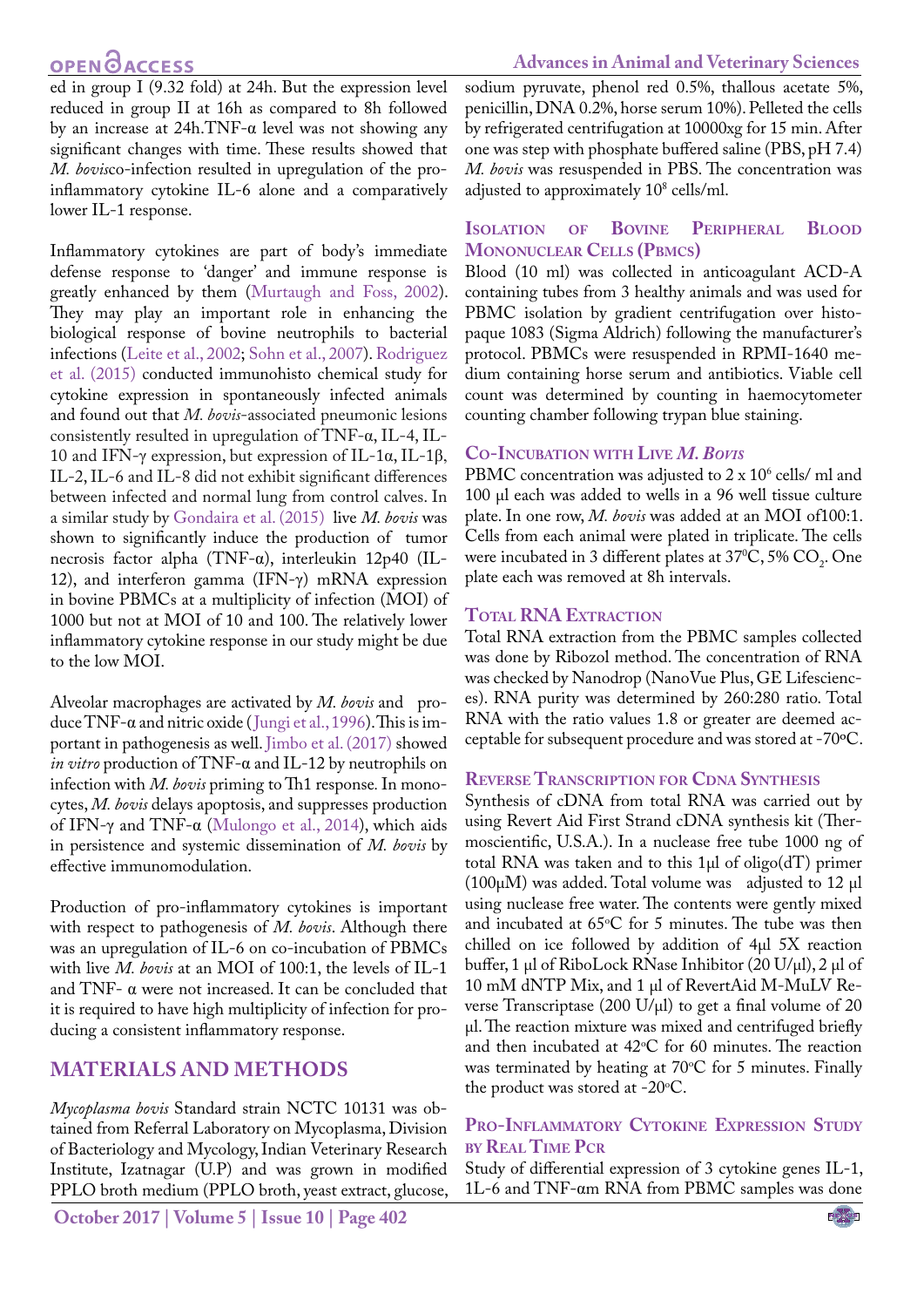ed in group I (9.32 fold) at 24h. But the expression level reduced in group II at 16h as compared to 8h followed by an increase at 24h.TNF-α level was not showing any significant changes with time. These results showed that *M. bovis*co-infection resulted in upregulation of the pro-inflammatory cytokine IL-6 alone and a comparatively lower IL-1 response.

Inflammatory cytokines are part of body's immediate defense response to 'danger' and immune response is greatly enhanced by them (Murtaugh and Foss, 2002). They may play an important role in enhancing the biological response of bovine neutrophils to bacterial infections (Leite et al., 2002; Sohn et al., 2007). Rodriguez et al. (2015) conducted immunohisto chemical study for cytokine expression in spontaneously infected animals and found out that *M. bovis*-associated pneumonic lesions consistently resulted in upregulation of TNF-α, IL-4, IL-10 and IFN-γ expression, but expression of IL-1α, IL-1β, IL-2, IL-6 and IL-8 did not exhibit significant differences between infected and normal lung from control calves. In a similar study by Gondaira et al. (2015) live *M. bovis* was shown to significantly induce the production of tumor necrosis factor alpha (TNF-α), interleukin 12p40 (IL-12), and interferon gamma (IFN-γ) mRNA expression in bovine PBMCs at a multiplicity of infection (MOI) of 1000 but not at MOI of 10 and 100. The relatively lower inflammatory cytokine response in our study might be due to the low MOI.

Alveolar macrophages are activated by *M. bovis* and produce TNF-α and nitric oxide (Jungi et al., 1996). This is important in pathogenesis as well. Jimbo et al. (2017) showed *in vitro* production of TNF-α and IL-12 by neutrophils on infection with *M. bovis* priming to Th1 response. In monocytes, *M. bovis* delays apoptosis, and suppresses production of IFN-γ and TNF-α (Mulongo et al., 2014), which aids in persistence and systemic dissemination of *M. bovis* by effective immunomodulation.

Production of pro-inflammatory cytokines is important with respect to pathogenesis of *M. bovis*. Although there was an upregulation of IL-6 on co-incubation of PBMCs with live *M. bovis* at an MOI of 100:1, the levels of IL-1 and TNF- α were not increased. It can be concluded that it is required to have high multiplicity of infection for producing a consistent inflammatory response.

## MATERIALS AND METHODS

*Mycoplasma bovis* Standard strain NCTC 10131 was obtained from Referral Laboratory on Mycoplasma, Division of Bacteriology and Mycology, Indian Veterinary Research Institute, Izatnagar (U.P) and was grown in modified PPLO broth medium (PPLO broth, yeast extract, glucose, sodium pyruvate, phenol red 0.5%, thallous acetate 5%, penicillin, DNA 0.2%, horse serum 10%). Pelleted the cells by refrigerated centrifugation at 10000xg for 15 min. After one was step with phosphate buffered saline (PBS, pH 7.4) *M. bovis* was resuspended in PBS. The concentration was adjusted to approximately $10^8$ cells/ml.

### Isolation of Bovine Peripheral Blood Mononuclear Cells (PBMCs)

Blood (10 ml) was collected in anticoagulant ACD-A containing tubes from 3 healthy animals and was used for PBMC isolation by gradient centrifugation over histopaque 1083 (Sigma Aldrich) following the manufacturer's protocol. PBMCs were resuspended in RPMI-1640 medium containing horse serum and antibiotics. Viable cell count was determined by counting in haemocytometer counting chamber following trypan blue staining.

### Co-Incubation with Live *M. Bovis*

PBMC concentration was adjusted to 2 x $10^6$ cells/ ml and 100 µl each was added to wells in a 96 well tissue culture plate. In one row, *M. bovis* was added at an MOI of100:1. Cells from each animal were plated in triplicate. The cells were incubated in 3 different plates at 37$^0$C, 5% $CO_2$. One plate each was removed at 8h intervals.

### Total RNA Extraction

Total RNA extraction from the PBMC samples collected was done by Ribozol method. The concentration of RNA was checked by Nanodrop (NanoVue Plus, GE Lifesciences). RNA purity was determined by 260:280 ratio. Total RNA with the ratio values 1.8 or greater are deemed acceptable for subsequent procedure and was stored at -70$^o$C.

### Reverse Transcription for Cdna Synthesis

Synthesis of cDNA from total RNA was carried out by using Revert Aid First Strand cDNA synthesis kit (Thermoscientific, U.S.A.). In a nuclease free tube 1000 ng of total RNA was taken and to this 1µl of oligo(dT) primer (100µM) was added. Total volume was adjusted to 12 µl using nuclease free water. The contents were gently mixed and incubated at 65$^o$C for 5 minutes. The tube was then chilled on ice followed by addition of 4µl 5X reaction buffer, 1 µl of RiboLock RNase Inhibitor (20 U/µl), 2 µl of 10 mM dNTP Mix, and 1 µl of RevertAid M-MuLV Reverse Transcriptase (200 U/µl) to get a final volume of 20 µl. The reaction mixture was mixed and centrifuged briefly and then incubated at 42$^o$C for 60 minutes. The reaction was terminated by heating at 70$^o$C for 5 minutes. Finally the product was stored at -20$^o$C.

### Pro-Inflammatory Cytokine Expression Study by Real Time Pcr

Study of differential expression of 3 cytokine genes IL-1, 1L-6 and TNF-αm RNA from PBMC samples was done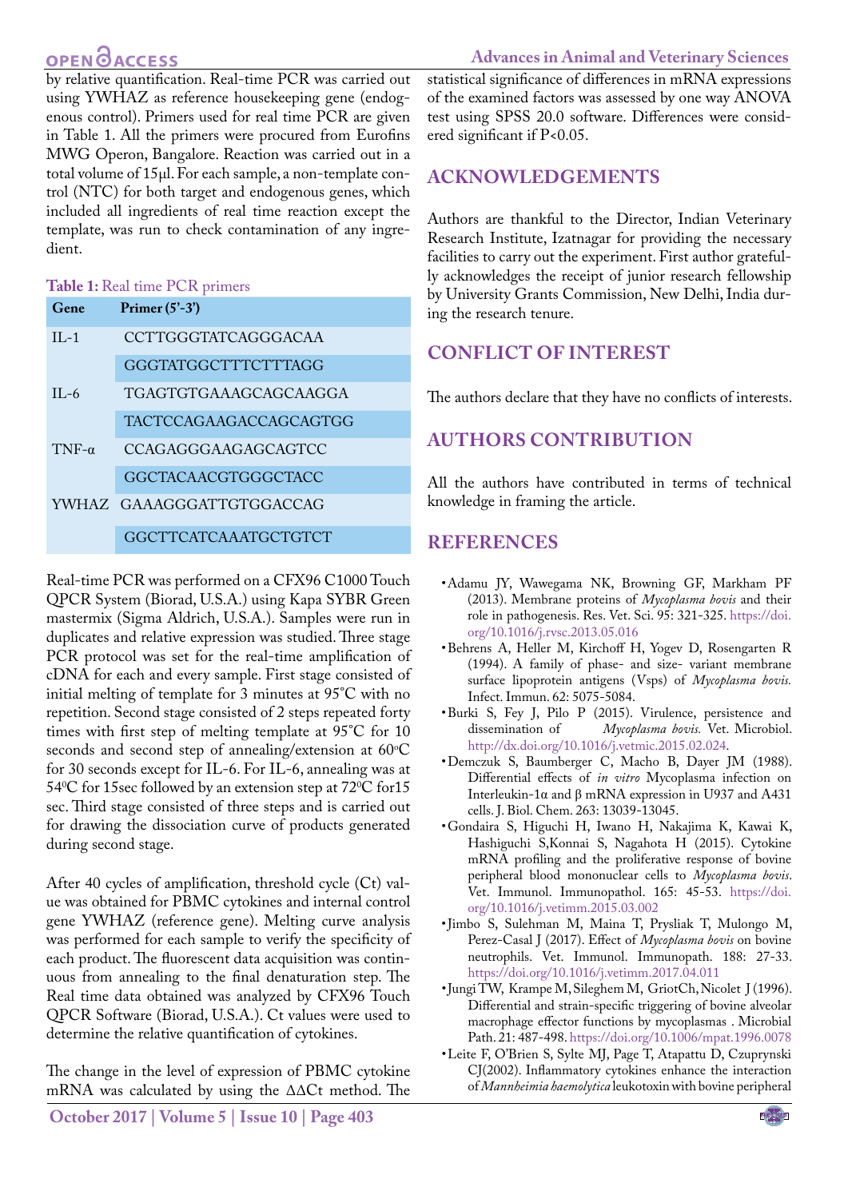by relative quantification. Real-time PCR was carried out using YWHAZ as reference housekeeping gene (endogenous control). Primers used for real time PCR are given in Table 1. All the primers were procured from Eurofins MWG Operon, Bangalore. Reaction was carried out in a total volume of 15µl. For each sample, a non-template control (NTC) for both target and endogenous genes, which included all ingredients of real time reaction except the template, was run to check contamination of any ingredient.

**Table 1:** Real time PCR primers

| Gene | Primer (5'-3') |
|---|---|
| IL-1 | CCTTGGGTATCAGGGACAA |
| | GGGTATGGCTTTCTTTAGG |
| IL-6 | TGAGTGTGAAAGCAGCAAGGA |
| | TACTCCAGAAGACCAGCAGTGG |
| TNF-α | CCAGAGGGAAGAGCAGTCC |
| | GGCTACAACGTGGGCTACC |
| YWHAZ | GAAAGGGATTGTGGACCAG |
| | GGCTTCATCAAATGCTGTCT |

Real-time PCR was performed on a CFX96 C1000 Touch QPCR System (Biorad, U.S.A.) using Kapa SYBR Green mastermix (Sigma Aldrich, U.S.A.). Samples were run in duplicates and relative expression was studied. Three stage PCR protocol was set for the real-time amplification of cDNA for each and every sample. First stage consisted of initial melting of template for 3 minutes at 95˚C with no repetition. Second stage consisted of 2 steps repeated forty times with first step of melting template at 95˚C for 10 seconds and second step of annealing/extension at 60$^{o}$C for 30 seconds except for IL-6. For IL-6, annealing was at 54$^{0}$C for 15sec followed by an extension step at 72$^{0}$C for15 sec. Third stage consisted of three steps and is carried out for drawing the dissociation curve of products generated during second stage.

After 40 cycles of amplification, threshold cycle (Ct) value was obtained for PBMC cytokines and internal control gene YWHAZ (reference gene). Melting curve analysis was performed for each sample to verify the specificity of each product. The fluorescent data acquisition was continuous from annealing to the final denaturation step. The Real time data obtained was analyzed by CFX96 Touch QPCR Software (Biorad, U.S.A.). Ct values were used to determine the relative quantification of cytokines.

The change in the level of expression of PBMC cytokine mRNA was calculated by using the ΔΔCt method. The statistical significance of differences in mRNA expressions of the examined factors was assessed by one way ANOVA test using SPSS 20.0 software. Differences were considered significant if $P<0.05$.

## ACKNOWLEDGEMENTS

Authors are thankful to the Director, Indian Veterinary Research Institute, Izatnagar for providing the necessary facilities to carry out the experiment. First author gratefully acknowledges the receipt of junior research fellowship by University Grants Commission, New Delhi, India during the research tenure.

## CONFLICT OF INTEREST

The authors declare that they have no conflicts of interests.

## AUTHORS CONTRIBUTION

All the authors have contributed in terms of technical knowledge in framing the article.

## REFERENCES

- Adamu JY, Wawegama NK, Browning GF, Markham PF (2013). Membrane proteins of *Mycoplasma bovis* and their role in pathogenesis. Res. Vet. Sci. 95: 321-325. https://doi.org/10.1016/j.rvsc.2013.05.016
- Behrens A, Heller M, Kirchoff H, Yogev D, Rosengarten R (1994). A family of phase- and size- variant membrane surface lipoprotein antigens (Vsps) of *Mycoplasma bovis.* Infect. Immun. 62: 5075-5084.
- Burki S, Fey J, Pilo P (2015). Virulence, persistence and dissemination of *Mycoplasma bovis.* Vet. Microbiol. http://dx.doi.org/10.1016/j.vetmic.2015.02.024.
- Demczuk S, Baumberger C, Macho B, Dayer JM (1988). Differential effects of *in vitro* Mycoplasma infection on Interleukin-1α and β mRNA expression in U937 and A431 cells. J. Biol. Chem. 263: 13039-13045.
- Gondaira S, Higuchi H, Iwano H, Nakajima K, Kawai K, Hashiguchi S,Konnai S, Nagahota H (2015). Cytokine mRNA profiling and the proliferative response of bovine peripheral blood mononuclear cells to *Mycoplasma bovis*. Vet. Immunol. Immunopathol. 165: 45-53. https://doi.org/10.1016/j.vetimm.2015.03.002
- Jimbo S, Sulehman M, Maina T, Prysliak T, Mulongo M, Perez-Casal J (2017). Effect of *Mycoplasma bovis* on bovine neutrophils. Vet. Immunol. Immunopath. 188: 27-33. https://doi.org/10.1016/j.vetimm.2017.04.011
- Jungi TW, Krampe M, Sileghem M, GriotCh, Nicolet J (1996). Differential and strain-specific triggering of bovine alveolar macrophage effector functions by mycoplasmas . Microbial Path. 21: 487-498. https://doi.org/10.1006/mpat.1996.0078
- Leite F, O'Brien S, Sylte MJ, Page T, Atapattu D, Czuprynski CJ(2002). Inflammatory cytokines enhance the interaction of *Mannheimia haemolytica* leukotoxin with bovine peripheral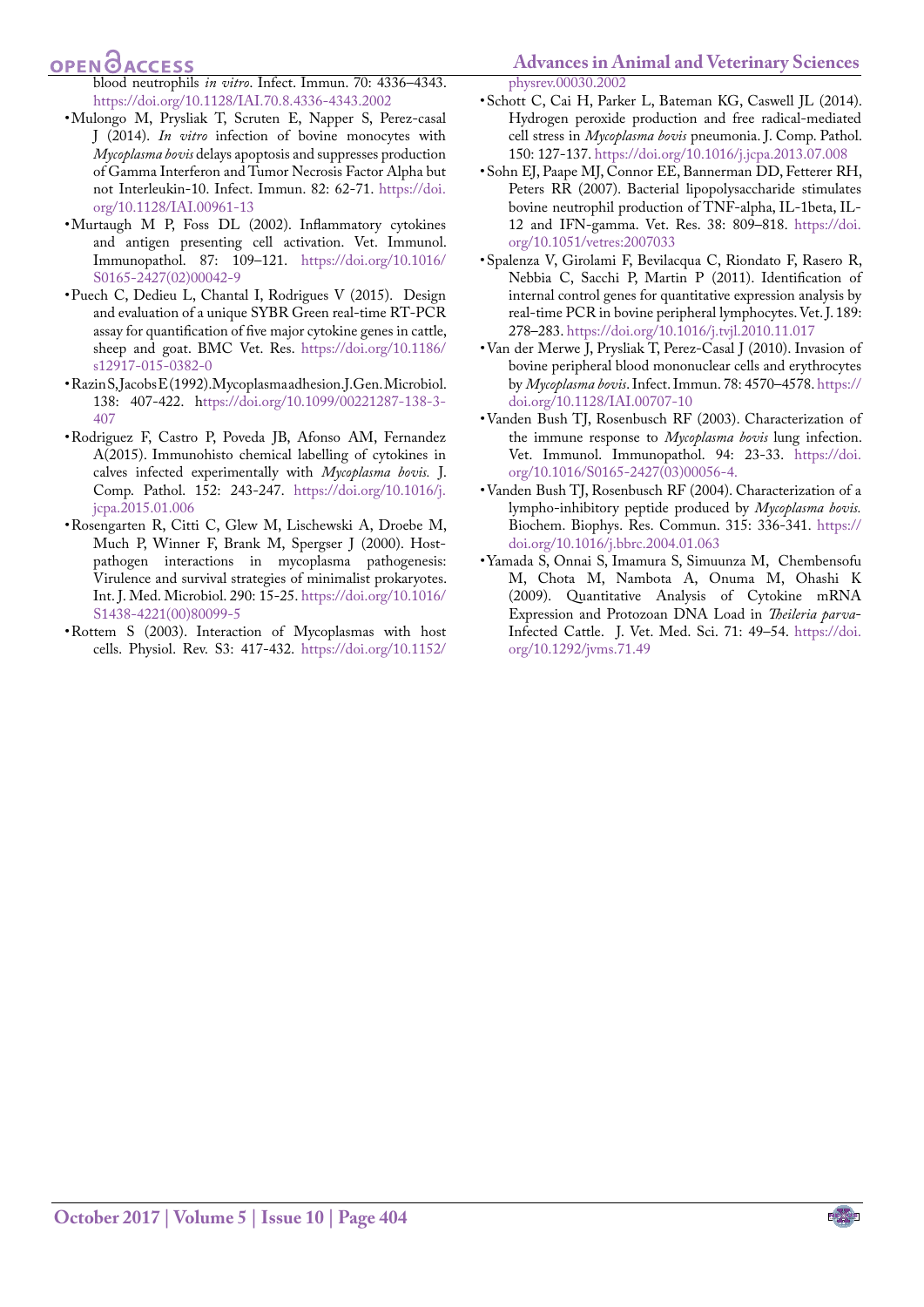blood neutrophils *in vitro*. Infect. Immun. 70: 4336–4343. https://doi.org/10.1128/IAI.70.8.4336-4343.2002

- Mulongo M, Prysliak T, Scruten E, Napper S, Perez-casal J (2014). *In vitro* infection of bovine monocytes with *Mycoplasma bovis* delays apoptosis and suppresses production of Gamma Interferon and Tumor Necrosis Factor Alpha but not Interleukin-10. Infect. Immun. 82: 62-71. https://doi.org/10.1128/IAI.00961-13
- Murtaugh M P, Foss DL (2002). Inflammatory cytokines and antigen presenting cell activation. Vet. Immunol. Immunopathol. 87: 109–121. https://doi.org/10.1016/S0165-2427(02)00042-9
- Puech C, Dedieu L, Chantal I, Rodrigues V (2015). Design and evaluation of a unique SYBR Green real-time RT-PCR assay for quantification of five major cytokine genes in cattle, sheep and goat. BMC Vet. Res. https://doi.org/10.1186/s12917-015-0382-0
- Razin S, Jacobs E (1992). Mycoplasma adhesion. J. Gen. Microbiol. 138: 407-422. https://doi.org/10.1099/00221287-138-3-407
- Rodriguez F, Castro P, Poveda JB, Afonso AM, Fernandez A(2015). Immunohisto chemical labelling of cytokines in calves infected experimentally with *Mycoplasma bovis.* J. Comp. Pathol. 152: 243-247. https://doi.org/10.1016/j.jcpa.2015.01.006
- Rosengarten R, Citti C, Glew M, Lischewski A, Droebe M, Much P, Winner F, Brank M, Spergser J (2000). Host-pathogen interactions in mycoplasma pathogenesis: Virulence and survival strategies of minimalist prokaryotes. Int. J. Med. Microbiol. 290: 15-25. https://doi.org/10.1016/S1438-4221(00)80099-5
- Rottem S (2003). Interaction of Mycoplasmas with host cells. Physiol. Rev. S3: 417-432. https://doi.org/10.1152/physrev.00030.2002
- Schott C, Cai H, Parker L, Bateman KG, Caswell JL (2014). Hydrogen peroxide production and free radical-mediated cell stress in *Mycoplasma bovis* pneumonia. J. Comp. Pathol. 150: 127-137. https://doi.org/10.1016/j.jcpa.2013.07.008
- Sohn EJ, Paape MJ, Connor EE, Bannerman DD, Fetterer RH, Peters RR (2007). Bacterial lipopolysaccharide stimulates bovine neutrophil production of TNF-alpha, IL-1beta, IL-12 and IFN-gamma. Vet. Res. 38: 809–818. https://doi.org/10.1051/vetres:2007033
- Spalenza V, Girolami F, Bevilacqua C, Riondato F, Rasero R, Nebbia C, Sacchi P, Martin P (2011). Identification of internal control genes for quantitative expression analysis by real-time PCR in bovine peripheral lymphocytes. Vet. J. 189: 278–283. https://doi.org/10.1016/j.tvjl.2010.11.017
- Van der Merwe J, Prysliak T, Perez-Casal J (2010). Invasion of bovine peripheral blood mononuclear cells and erythrocytes by *Mycoplasma bovis*. Infect. Immun. 78: 4570–4578. https://doi.org/10.1128/IAI.00707-10
- Vanden Bush TJ, Rosenbusch RF (2003). Characterization of the immune response to *Mycoplasma bovis* lung infection. Vet. Immunol. Immunopathol. 94: 23-33. https://doi.org/10.1016/S0165-2427(03)00056-4.
- Vanden Bush TJ, Rosenbusch RF (2004). Characterization of a lympho-inhibitory peptide produced by *Mycoplasma bovis.* Biochem. Biophys. Res. Commun. 315: 336-341. https://doi.org/10.1016/j.bbrc.2004.01.063
- Yamada S, Onnai S, Imamura S, Simuunza M, Chembensofu M, Chota M, Nambota A, Onuma M, Ohashi K (2009). Quantitative Analysis of Cytokine mRNA Expression and Protozoan DNA Load in *Theileria parva*-Infected Cattle. J. Vet. Med. Sci. 71: 49–54. https://doi.org/10.1292/jvms.71.49